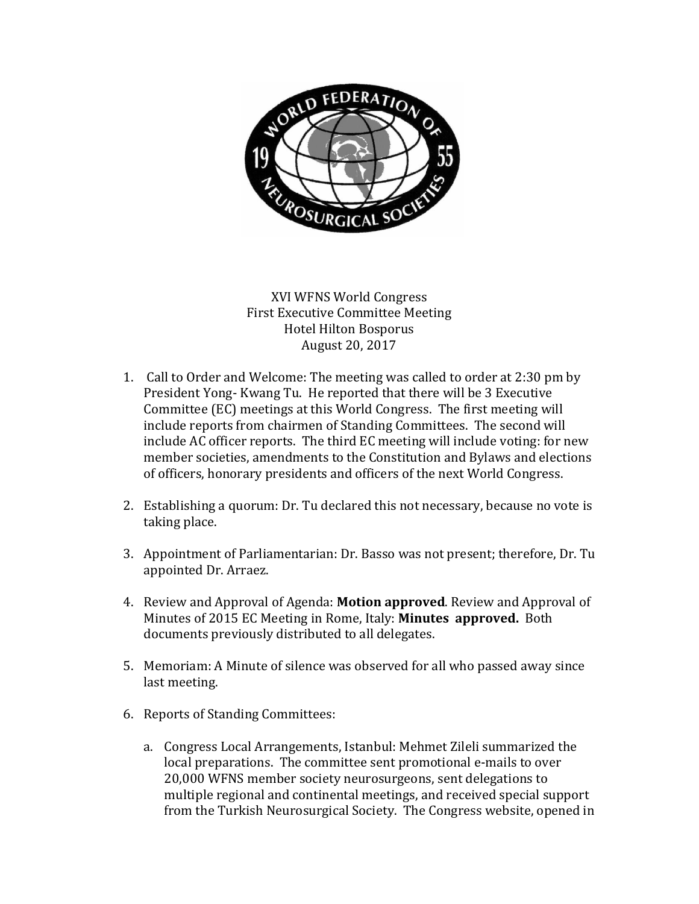XVI WFNS World Congress
First Executive Committee Meeting
Hotel Hilton Bosporus
August 20, 2017

1. Call to Order and Welcome: The meeting was called to order at 2:30 pm by President Yong- Kwang Tu. He reported that there will be 3 Executive Committee (EC) meetings at this World Congress. The first meeting will include reports from chairmen of Standing Committees. The second will include AC officer reports. The third EC meeting will include voting: for new member societies, amendments to the Constitution and Bylaws and elections of officers, honorary presidents and officers of the next World Congress.

2. Establishing a quorum: Dr. Tu declared this not necessary, because no vote is taking place.

3. Appointment of Parliamentarian: Dr. Basso was not present; therefore, Dr. Tu appointed Dr. Arraez.

4. Review and Approval of Agenda: **Motion approved**. Review and Approval of Minutes of 2015 EC Meeting in Rome, Italy: **Minutes approved.** Both documents previously distributed to all delegates.

5. Memoriam: A Minute of silence was observed for all who passed away since last meeting.

6. Reports of Standing Committees:

   a. Congress Local Arrangements, Istanbul: Mehmet Zileli summarized the local preparations. The committee sent promotional e-mails to over 20,000 WFNS member society neurosurgeons, sent delegations to multiple regional and continental meetings, and received special support from the Turkish Neurosurgical Society. The Congress website, opened in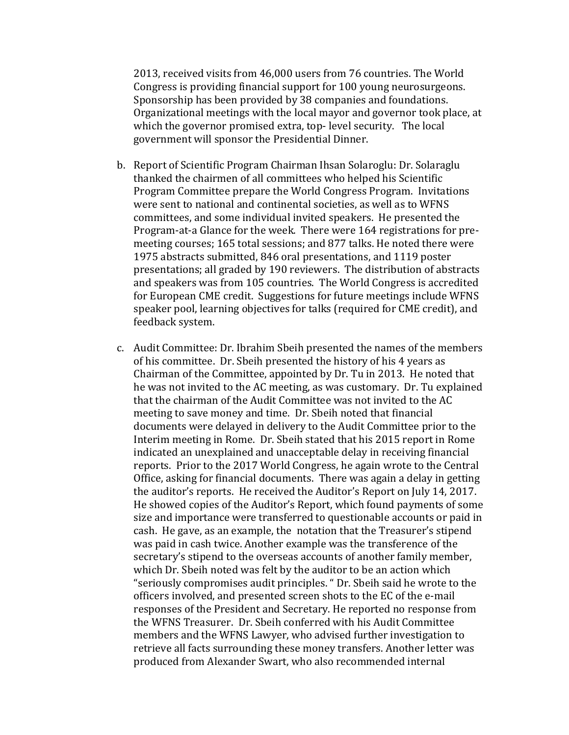2013, received visits from 46,000 users from 76 countries. The World Congress is providing financial support for 100 young neurosurgeons. Sponsorship has been provided by 38 companies and foundations. Organizational meetings with the local mayor and governor took place, at which the governor promised extra, top- level security. The local government will sponsor the Presidential Dinner.

b. Report of Scientific Program Chairman Ihsan Solaroglu: Dr. Solaraglu thanked the chairmen of all committees who helped his Scientific Program Committee prepare the World Congress Program. Invitations were sent to national and continental societies, as well as to WFNS committees, and some individual invited speakers. He presented the Program-at-a Glance for the week. There were 164 registrations for pre-meeting courses; 165 total sessions; and 877 talks. He noted there were 1975 abstracts submitted, 846 oral presentations, and 1119 poster presentations; all graded by 190 reviewers. The distribution of abstracts and speakers was from 105 countries. The World Congress is accredited for European CME credit. Suggestions for future meetings include WFNS speaker pool, learning objectives for talks (required for CME credit), and feedback system.

c. Audit Committee: Dr. Ibrahim Sbeih presented the names of the members of his committee. Dr. Sbeih presented the history of his 4 years as Chairman of the Committee, appointed by Dr. Tu in 2013. He noted that he was not invited to the AC meeting, as was customary. Dr. Tu explained that the chairman of the Audit Committee was not invited to the AC meeting to save money and time. Dr. Sbeih noted that financial documents were delayed in delivery to the Audit Committee prior to the Interim meeting in Rome. Dr. Sbeih stated that his 2015 report in Rome indicated an unexplained and unacceptable delay in receiving financial reports. Prior to the 2017 World Congress, he again wrote to the Central Office, asking for financial documents. There was again a delay in getting the auditor's reports. He received the Auditor's Report on July 14, 2017. He showed copies of the Auditor's Report, which found payments of some size and importance were transferred to questionable accounts or paid in cash. He gave, as an example, the notation that the Treasurer's stipend was paid in cash twice. Another example was the transference of the secretary's stipend to the overseas accounts of another family member, which Dr. Sbeih noted was felt by the auditor to be an action which "seriously compromises audit principles. " Dr. Sbeih said he wrote to the officers involved, and presented screen shots to the EC of the e-mail responses of the President and Secretary. He reported no response from the WFNS Treasurer. Dr. Sbeih conferred with his Audit Committee members and the WFNS Lawyer, who advised further investigation to retrieve all facts surrounding these money transfers. Another letter was produced from Alexander Swart, who also recommended internal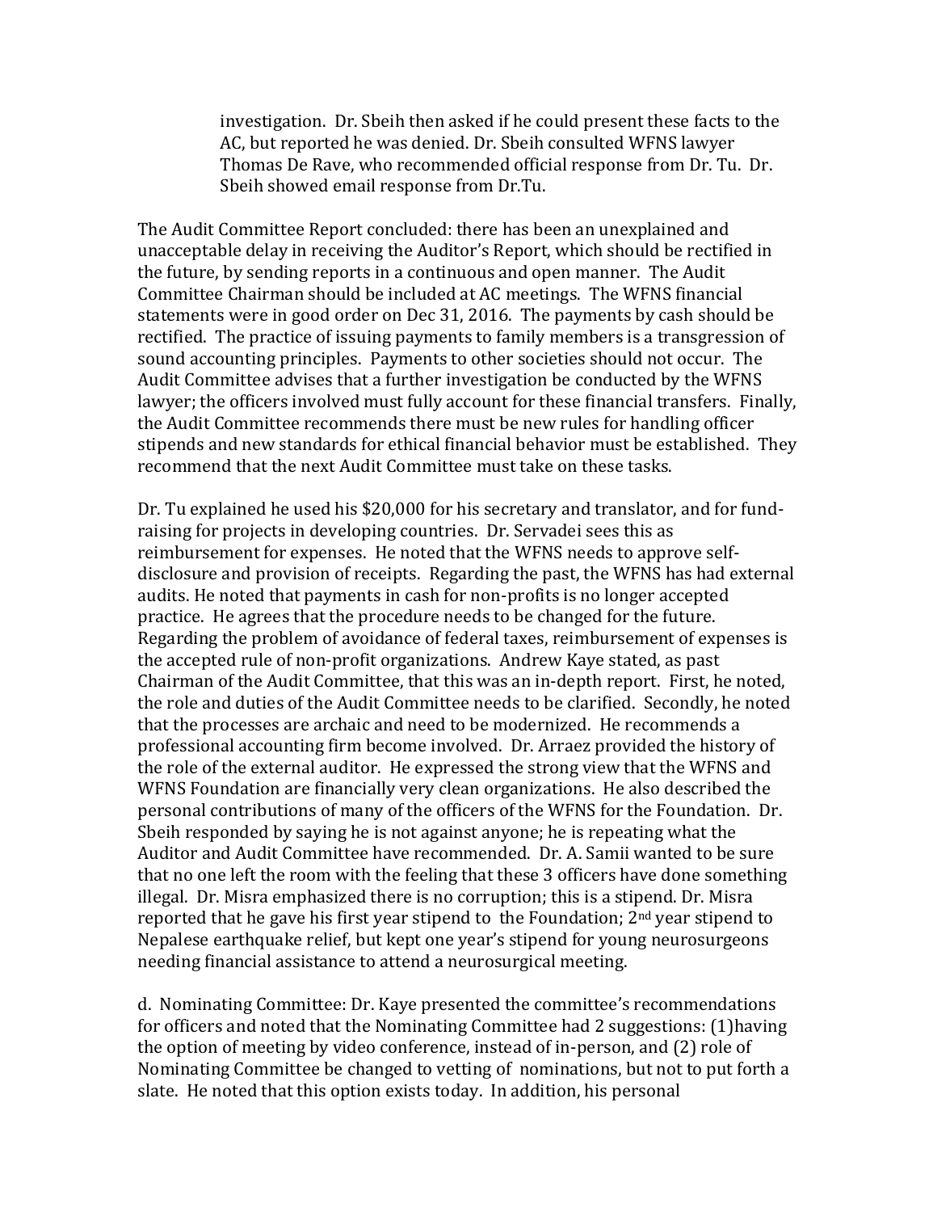investigation. Dr. Sbeih then asked if he could present these facts to the AC, but reported he was denied. Dr. Sbeih consulted WFNS lawyer Thomas De Rave, who recommended official response from Dr. Tu. Dr. Sbeih showed email response from Dr.Tu.

The Audit Committee Report concluded: there has been an unexplained and unacceptable delay in receiving the Auditor's Report, which should be rectified in the future, by sending reports in a continuous and open manner. The Audit Committee Chairman should be included at AC meetings. The WFNS financial statements were in good order on Dec 31, 2016. The payments by cash should be rectified. The practice of issuing payments to family members is a transgression of sound accounting principles. Payments to other societies should not occur. The Audit Committee advises that a further investigation be conducted by the WFNS lawyer; the officers involved must fully account for these financial transfers. Finally, the Audit Committee recommends there must be new rules for handling officer stipends and new standards for ethical financial behavior must be established. They recommend that the next Audit Committee must take on these tasks.

Dr. Tu explained he used his $20,000 for his secretary and translator, and for fund-raising for projects in developing countries. Dr. Servadei sees this as reimbursement for expenses. He noted that the WFNS needs to approve self-disclosure and provision of receipts. Regarding the past, the WFNS has had external audits. He noted that payments in cash for non-profits is no longer accepted practice. He agrees that the procedure needs to be changed for the future. Regarding the problem of avoidance of federal taxes, reimbursement of expenses is the accepted rule of non-profit organizations. Andrew Kaye stated, as past Chairman of the Audit Committee, that this was an in-depth report. First, he noted, the role and duties of the Audit Committee needs to be clarified. Secondly, he noted that the processes are archaic and need to be modernized. He recommends a professional accounting firm become involved. Dr. Arraez provided the history of the role of the external auditor. He expressed the strong view that the WFNS and WFNS Foundation are financially very clean organizations. He also described the personal contributions of many of the officers of the WFNS for the Foundation. Dr. Sbeih responded by saying he is not against anyone; he is repeating what the Auditor and Audit Committee have recommended. Dr. A. Samii wanted to be sure that no one left the room with the feeling that these 3 officers have done something illegal. Dr. Misra emphasized there is no corruption; this is a stipend. Dr. Misra reported that he gave his first year stipend to the Foundation; 2nd year stipend to Nepalese earthquake relief, but kept one year's stipend for young neurosurgeons needing financial assistance to attend a neurosurgical meeting.

d. Nominating Committee: Dr. Kaye presented the committee's recommendations for officers and noted that the Nominating Committee had 2 suggestions: (1)having the option of meeting by video conference, instead of in-person, and (2) role of Nominating Committee be changed to vetting of nominations, but not to put forth a slate. He noted that this option exists today. In addition, his personal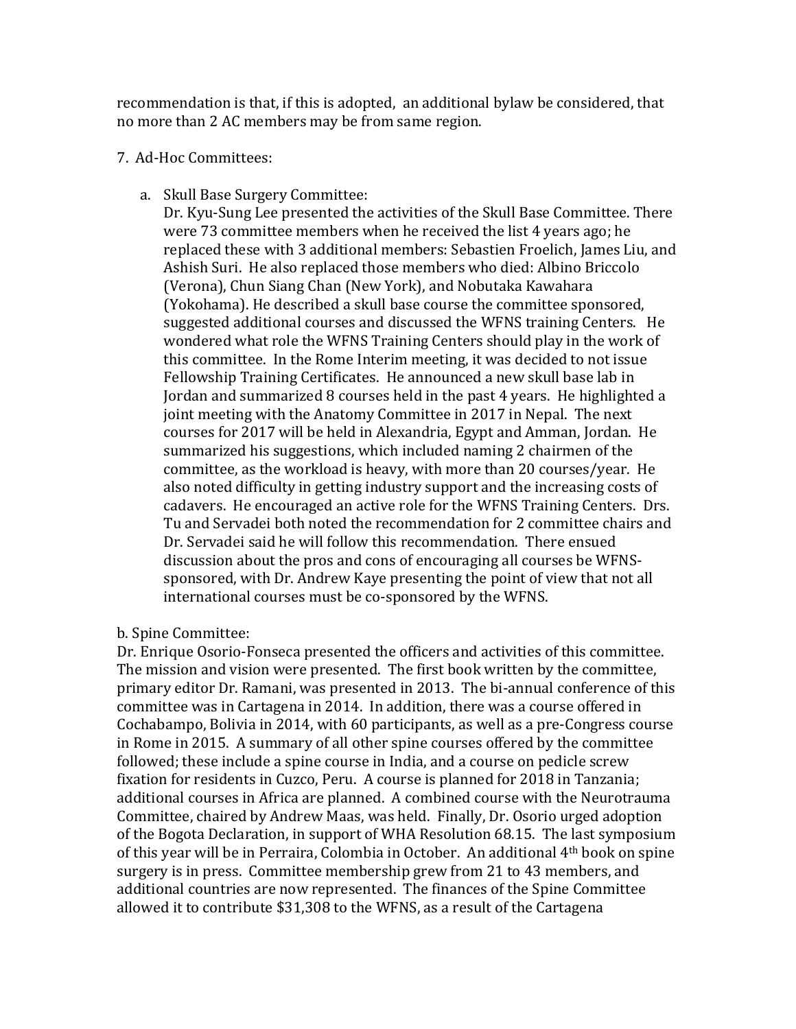recommendation is that, if this is adopted, an additional bylaw be considered, that no more than 2 AC members may be from same region.

7. Ad-Hoc Committees:

   a. Skull Base Surgery Committee:
   Dr. Kyu-Sung Lee presented the activities of the Skull Base Committee. There were 73 committee members when he received the list 4 years ago; he replaced these with 3 additional members: Sebastien Froelich, James Liu, and Ashish Suri. He also replaced those members who died: Albino Briccolo (Verona), Chun Siang Chan (New York), and Nobutaka Kawahara (Yokohama). He described a skull base course the committee sponsored, suggested additional courses and discussed the WFNS training Centers. He wondered what role the WFNS Training Centers should play in the work of this committee. In the Rome Interim meeting, it was decided to not issue Fellowship Training Certificates. He announced a new skull base lab in Jordan and summarized 8 courses held in the past 4 years. He highlighted a joint meeting with the Anatomy Committee in 2017 in Nepal. The next courses for 2017 will be held in Alexandria, Egypt and Amman, Jordan. He summarized his suggestions, which included naming 2 chairmen of the committee, as the workload is heavy, with more than 20 courses/year. He also noted difficulty in getting industry support and the increasing costs of cadavers. He encouraged an active role for the WFNS Training Centers. Drs. Tu and Servadei both noted the recommendation for 2 committee chairs and Dr. Servadei said he will follow this recommendation. There ensued discussion about the pros and cons of encouraging all courses be WFNS-sponsored, with Dr. Andrew Kaye presenting the point of view that not all international courses must be co-sponsored by the WFNS.

b. Spine Committee:
Dr. Enrique Osorio-Fonseca presented the officers and activities of this committee. The mission and vision were presented. The first book written by the committee, primary editor Dr. Ramani, was presented in 2013. The bi-annual conference of this committee was in Cartagena in 2014. In addition, there was a course offered in Cochabampo, Bolivia in 2014, with 60 participants, as well as a pre-Congress course in Rome in 2015. A summary of all other spine courses offered by the committee followed; these include a spine course in India, and a course on pedicle screw fixation for residents in Cuzco, Peru. A course is planned for 2018 in Tanzania; additional courses in Africa are planned. A combined course with the Neurotrauma Committee, chaired by Andrew Maas, was held. Finally, Dr. Osorio urged adoption of the Bogota Declaration, in support of WHA Resolution 68.15. The last symposium of this year will be in Perraira, Colombia in October. An additional 4th book on spine surgery is in press. Committee membership grew from 21 to 43 members, and additional countries are now represented. The finances of the Spine Committee allowed it to contribute $31,308 to the WFNS, as a result of the Cartagena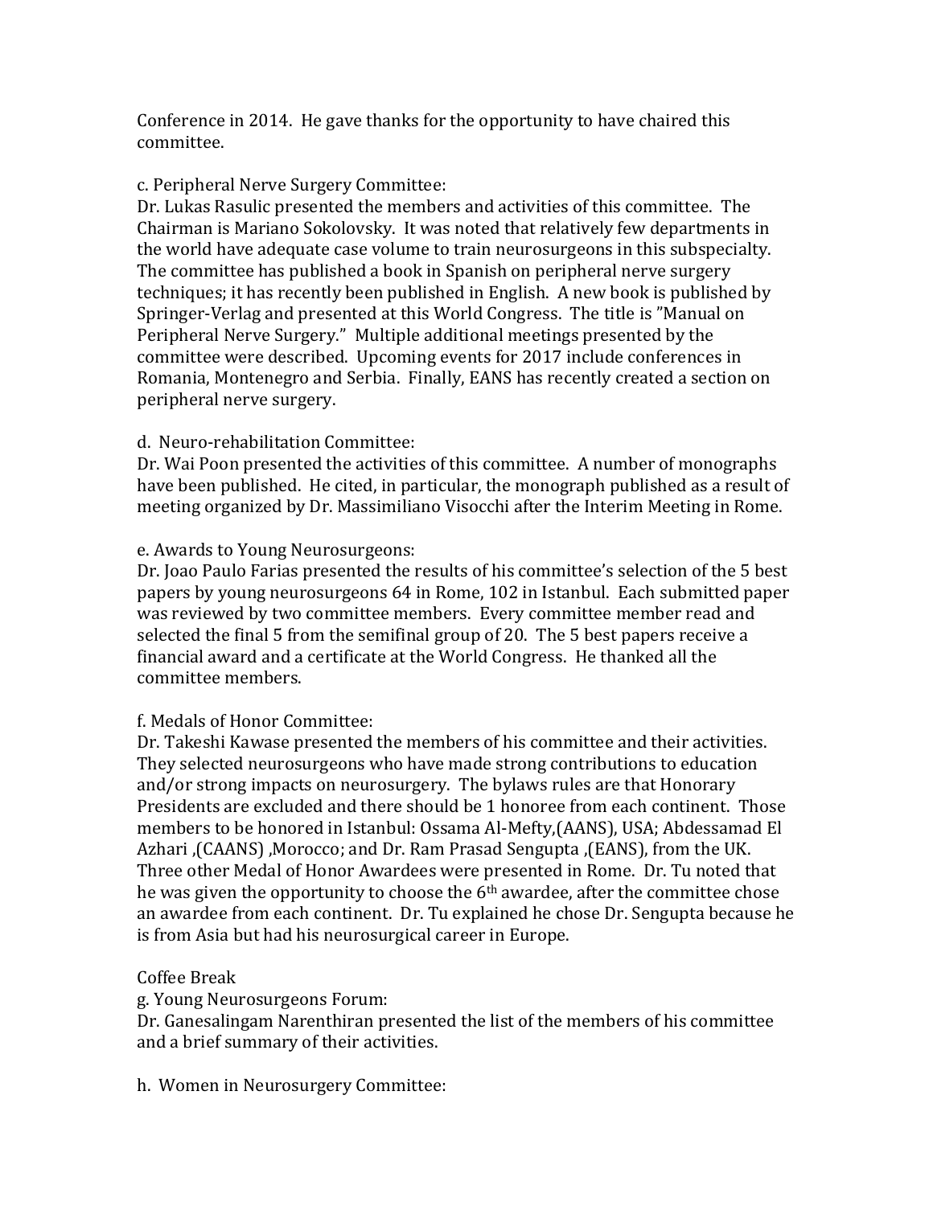Conference in 2014. He gave thanks for the opportunity to have chaired this committee.

c. Peripheral Nerve Surgery Committee:
Dr. Lukas Rasulic presented the members and activities of this committee. The Chairman is Mariano Sokolovsky. It was noted that relatively few departments in the world have adequate case volume to train neurosurgeons in this subspecialty. The committee has published a book in Spanish on peripheral nerve surgery techniques; it has recently been published in English. A new book is published by Springer-Verlag and presented at this World Congress. The title is "Manual on Peripheral Nerve Surgery." Multiple additional meetings presented by the committee were described. Upcoming events for 2017 include conferences in Romania, Montenegro and Serbia. Finally, EANS has recently created a section on peripheral nerve surgery.

d. Neuro-rehabilitation Committee:
Dr. Wai Poon presented the activities of this committee. A number of monographs have been published. He cited, in particular, the monograph published as a result of meeting organized by Dr. Massimiliano Visocchi after the Interim Meeting in Rome.

e. Awards to Young Neurosurgeons:
Dr. Joao Paulo Farias presented the results of his committee's selection of the 5 best papers by young neurosurgeons 64 in Rome, 102 in Istanbul. Each submitted paper was reviewed by two committee members. Every committee member read and selected the final 5 from the semifinal group of 20. The 5 best papers receive a financial award and a certificate at the World Congress. He thanked all the committee members.

f. Medals of Honor Committee:
Dr. Takeshi Kawase presented the members of his committee and their activities. They selected neurosurgeons who have made strong contributions to education and/or strong impacts on neurosurgery. The bylaws rules are that Honorary Presidents are excluded and there should be 1 honoree from each continent. Those members to be honored in Istanbul: Ossama Al-Mefty,(AANS), USA; Abdessamad El Azhari ,(CAANS) ,Morocco; and Dr. Ram Prasad Sengupta ,(EANS), from the UK. Three other Medal of Honor Awardees were presented in Rome. Dr. Tu noted that he was given the opportunity to choose the 6th awardee, after the committee chose an awardee from each continent. Dr. Tu explained he chose Dr. Sengupta because he is from Asia but had his neurosurgical career in Europe.

Coffee Break

g. Young Neurosurgeons Forum:
Dr. Ganesalingam Narenthiran presented the list of the members of his committee and a brief summary of their activities.

h. Women in Neurosurgery Committee: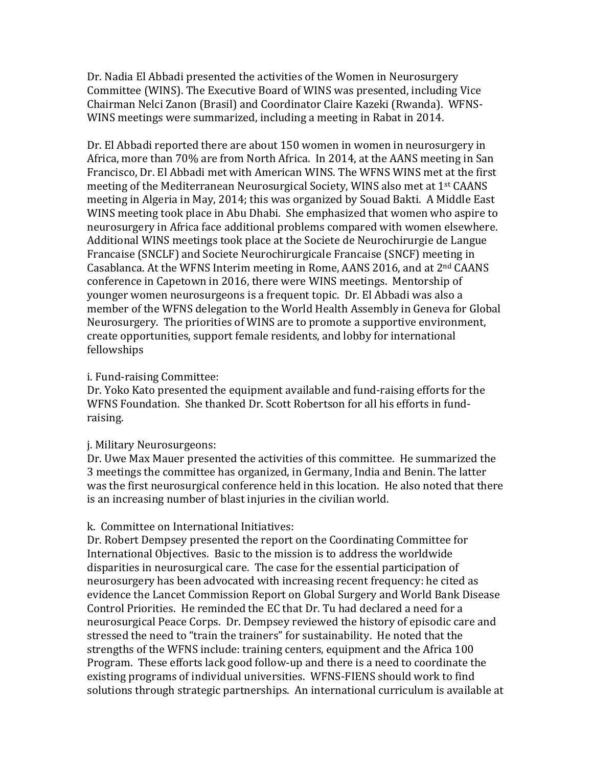Dr. Nadia El Abbadi presented the activities of the Women in Neurosurgery Committee (WINS). The Executive Board of WINS was presented, including Vice Chairman Nelci Zanon (Brasil) and Coordinator Claire Kazeki (Rwanda). WFNS-WINS meetings were summarized, including a meeting in Rabat in 2014.

Dr. El Abbadi reported there are about 150 women in women in neurosurgery in Africa, more than 70% are from North Africa. In 2014, at the AANS meeting in San Francisco, Dr. El Abbadi met with American WINS. The WFNS WINS met at the first meeting of the Mediterranean Neurosurgical Society, WINS also met at 1st CAANS meeting in Algeria in May, 2014; this was organized by Souad Bakti. A Middle East WINS meeting took place in Abu Dhabi. She emphasized that women who aspire to neurosurgery in Africa face additional problems compared with women elsewhere. Additional WINS meetings took place at the Societe de Neurochirurgie de Langue Francaise (SNCLF) and Societe Neurochirurgicale Francaise (SNCF) meeting in Casablanca. At the WFNS Interim meeting in Rome, AANS 2016, and at 2nd CAANS conference in Capetown in 2016, there were WINS meetings. Mentorship of younger women neurosurgeons is a frequent topic. Dr. El Abbadi was also a member of the WFNS delegation to the World Health Assembly in Geneva for Global Neurosurgery. The priorities of WINS are to promote a supportive environment, create opportunities, support female residents, and lobby for international fellowships

i. Fund-raising Committee:
Dr. Yoko Kato presented the equipment available and fund-raising efforts for the WFNS Foundation. She thanked Dr. Scott Robertson for all his efforts in fund-raising.

j. Military Neurosurgeons:
Dr. Uwe Max Mauer presented the activities of this committee. He summarized the 3 meetings the committee has organized, in Germany, India and Benin. The latter was the first neurosurgical conference held in this location. He also noted that there is an increasing number of blast injuries in the civilian world.

k. Committee on International Initiatives:
Dr. Robert Dempsey presented the report on the Coordinating Committee for International Objectives. Basic to the mission is to address the worldwide disparities in neurosurgical care. The case for the essential participation of neurosurgery has been advocated with increasing recent frequency: he cited as evidence the Lancet Commission Report on Global Surgery and World Bank Disease Control Priorities. He reminded the EC that Dr. Tu had declared a need for a neurosurgical Peace Corps. Dr. Dempsey reviewed the history of episodic care and stressed the need to "train the trainers" for sustainability. He noted that the strengths of the WFNS include: training centers, equipment and the Africa 100 Program. These efforts lack good follow-up and there is a need to coordinate the existing programs of individual universities. WFNS-FIENS should work to find solutions through strategic partnerships. An international curriculum is available at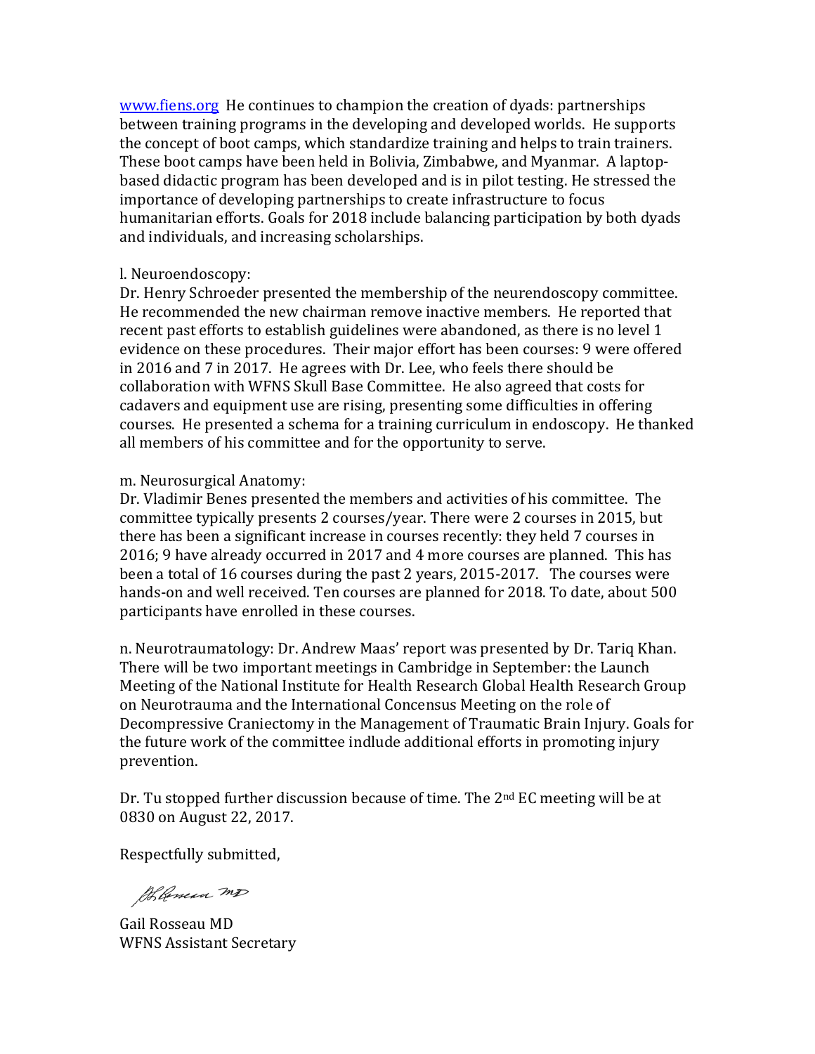www.fiens.org He continues to champion the creation of dyads: partnerships between training programs in the developing and developed worlds. He supports the concept of boot camps, which standardize training and helps to train trainers. These boot camps have been held in Bolivia, Zimbabwe, and Myanmar. A laptop-based didactic program has been developed and is in pilot testing. He stressed the importance of developing partnerships to create infrastructure to focus humanitarian efforts. Goals for 2018 include balancing participation by both dyads and individuals, and increasing scholarships.

l. Neuroendoscopy:
Dr. Henry Schroeder presented the membership of the neurendoscopy committee. He recommended the new chairman remove inactive members. He reported that recent past efforts to establish guidelines were abandoned, as there is no level 1 evidence on these procedures. Their major effort has been courses: 9 were offered in 2016 and 7 in 2017. He agrees with Dr. Lee, who feels there should be collaboration with WFNS Skull Base Committee. He also agreed that costs for cadavers and equipment use are rising, presenting some difficulties in offering courses. He presented a schema for a training curriculum in endoscopy. He thanked all members of his committee and for the opportunity to serve.

m. Neurosurgical Anatomy:
Dr. Vladimir Benes presented the members and activities of his committee. The committee typically presents 2 courses/year. There were 2 courses in 2015, but there has been a significant increase in courses recently: they held 7 courses in 2016; 9 have already occurred in 2017 and 4 more courses are planned. This has been a total of 16 courses during the past 2 years, 2015-2017. The courses were hands-on and well received. Ten courses are planned for 2018. To date, about 500 participants have enrolled in these courses.

n. Neurotraumatology: Dr. Andrew Maas' report was presented by Dr. Tariq Khan. There will be two important meetings in Cambridge in September: the Launch Meeting of the National Institute for Health Research Global Health Research Group on Neurotrauma and the International Concensus Meeting on the role of Decompressive Craniectomy in the Management of Traumatic Brain Injury. Goals for the future work of the committee indlude additional efforts in promoting injury prevention.

Dr. Tu stopped further discussion because of time. The 2nd EC meeting will be at 0830 on August 22, 2017.

Respectfully submitted,

Gail Rosseau MD
WFNS Assistant Secretary